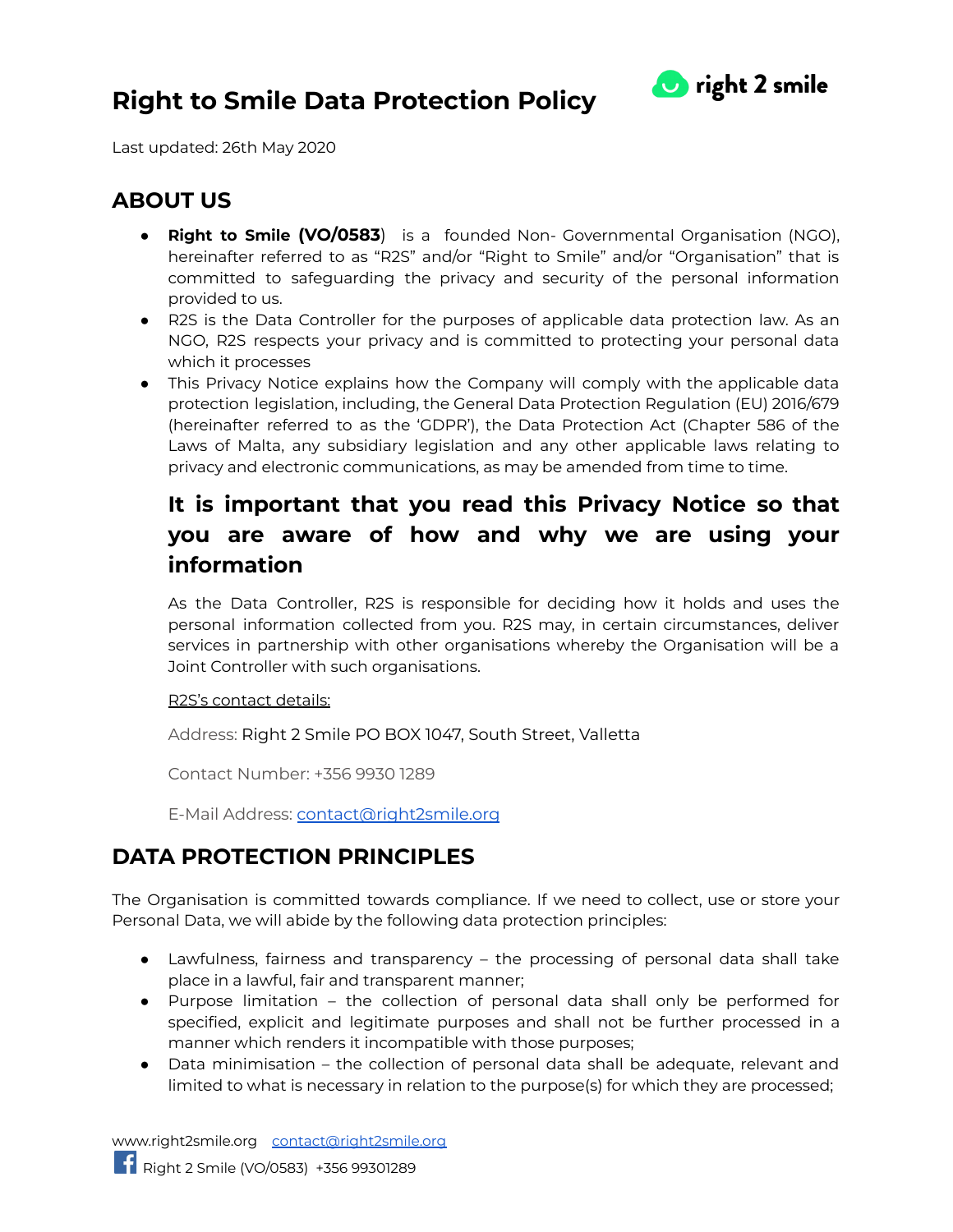# Right to Smile Data Protection Policy

Last updated: 26th May 2020

## ABOUT US

- **Right to Smile (VO/0583**)  is a  founded Non- Governmental Organisation (NGO), hereinafter referred to as "R2S" and/or "Right to Smile" and/or "Organisation" that is committed to safeguarding the privacy and security of the personal information provided to us.
- R2S is the Data Controller for the purposes of applicable data protection law. As an NGO, R2S respects your privacy and is committed to protecting your personal data which it processes
- This Privacy Notice explains how the Company will comply with the applicable data protection legislation, including, the General Data Protection Regulation (EU) 2016/679 (hereinafter referred to as the 'GDPR'), the Data Protection Act (Chapter 586 of the Laws of Malta, any subsidiary legislation and any other applicable laws relating to privacy and electronic communications, as may be amended from time to time.

### It is important that you read this Privacy Notice so that you are aware of how and why we are using your information

As the Data Controller, R2S is responsible for deciding how it holds and uses the personal information collected from you. R2S may, in certain circumstances, deliver services in partnership with other organisations whereby the Organisation will be a Joint Controller with such organisations.

R2S's contact details:

Address: Right 2 Smile PO BOX 1047, South Street, Valletta

Contact Number: +356 9930 1289

E-Mail Address: contact@right2smile.org

## DATA PROTECTION PRINCIPLES

The Organisation is committed towards compliance. If we need to collect, use or store your Personal Data, we will abide by the following data protection principles:

- Lawfulness, fairness and transparency – the processing of personal data shall take place in a lawful, fair and transparent manner;
- Purpose limitation – the collection of personal data shall only be performed for specified, explicit and legitimate purposes and shall not be further processed in a manner which renders it incompatible with those purposes;
- Data minimisation – the collection of personal data shall be adequate, relevant and limited to what is necessary in relation to the purpose(s) for which they are processed;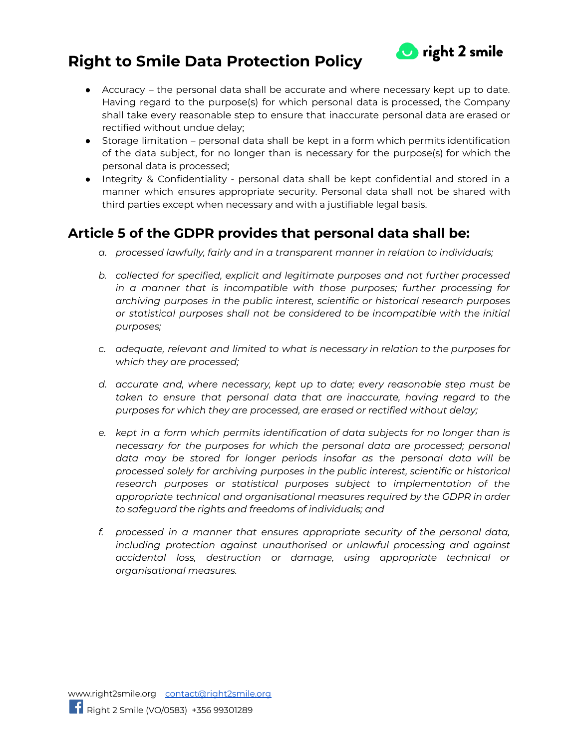- Accuracy – the personal data shall be accurate and where necessary kept up to date. Having regard to the purpose(s) for which personal data is processed, the Company shall take every reasonable step to ensure that inaccurate personal data are erased or rectified without undue delay;
- Storage limitation – personal data shall be kept in a form which permits identification of the data subject, for no longer than is necessary for the purpose(s) for which the personal data is processed;
- Integrity & Confidentiality - personal data shall be kept confidential and stored in a manner which ensures appropriate security. Personal data shall not be shared with third parties except when necessary and with a justifiable legal basis.

## Article 5 of the GDPR provides that personal data shall be:

a. *processed lawfully, fairly and in a transparent manner in relation to individuals;*

b. *collected for specified, explicit and legitimate purposes and not further processed in a manner that is incompatible with those purposes; further processing for archiving purposes in the public interest, scientific or historical research purposes or statistical purposes shall not be considered to be incompatible with the initial purposes;*

c. *adequate, relevant and limited to what is necessary in relation to the purposes for which they are processed;*

d. *accurate and, where necessary, kept up to date; every reasonable step must be taken to ensure that personal data that are inaccurate, having regard to the purposes for which they are processed, are erased or rectified without delay;*

e. *kept in a form which permits identification of data subjects for no longer than is necessary for the purposes for which the personal data are processed; personal data may be stored for longer periods insofar as the personal data will be processed solely for archiving purposes in the public interest, scientific or historical research purposes or statistical purposes subject to implementation of the appropriate technical and organisational measures required by the GDPR in order to safeguard the rights and freedoms of individuals; and*

f. *processed in a manner that ensures appropriate security of the personal data, including protection against unauthorised or unlawful processing and against accidental loss, destruction or damage, using appropriate technical or organisational measures.*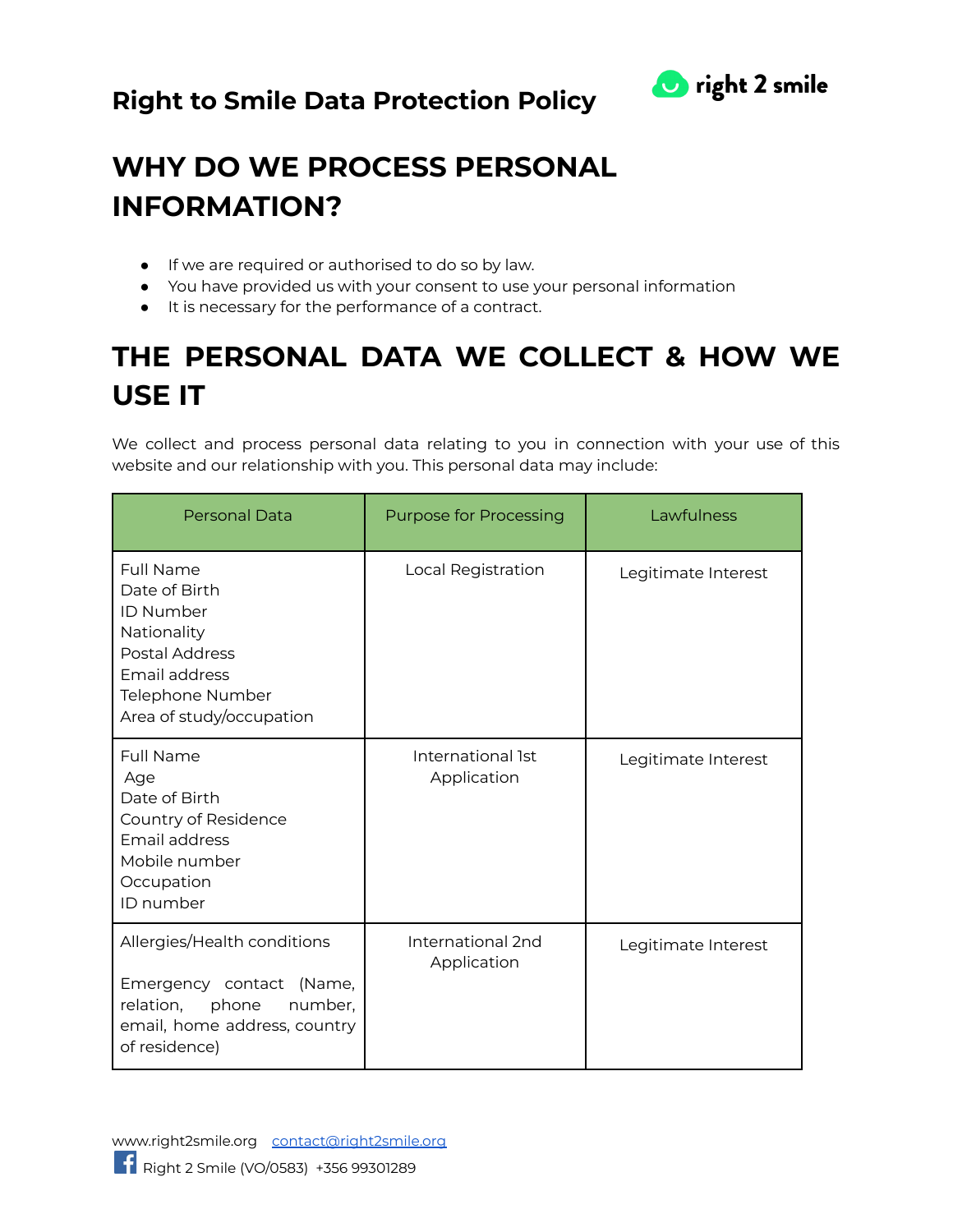## Right to Smile Data Protection Policy

# WHY DO WE PROCESS PERSONAL INFORMATION?

- If we are required or authorised to do so by law.
- You have provided us with your consent to use your personal information
- It is necessary for the performance of a contract.

# THE PERSONAL DATA WE COLLECT & HOW WE USE IT

We collect and process personal data relating to you in connection with your use of this website and our relationship with you. This personal data may include:

| Personal Data | Purpose for Processing | Lawfulness |
|---|---|---|
| Full Name<br>Date of Birth<br>ID Number<br>Nationality<br>Postal Address<br>Email address<br>Telephone Number<br>Area of study/occupation | Local Registration | Legitimate Interest |
| Full Name<br>Age<br>Date of Birth<br>Country of Residence<br>Email address<br>Mobile number<br>Occupation<br>ID number | International 1st Application | Legitimate Interest |
| Allergies/Health conditions<br><br>Emergency contact (Name, relation, phone number, email, home address, country of residence) | International 2nd Application | Legitimate Interest |

www.right2smile.org contact@right2smile.org
Right 2 Smile (VO/0583) +356 99301289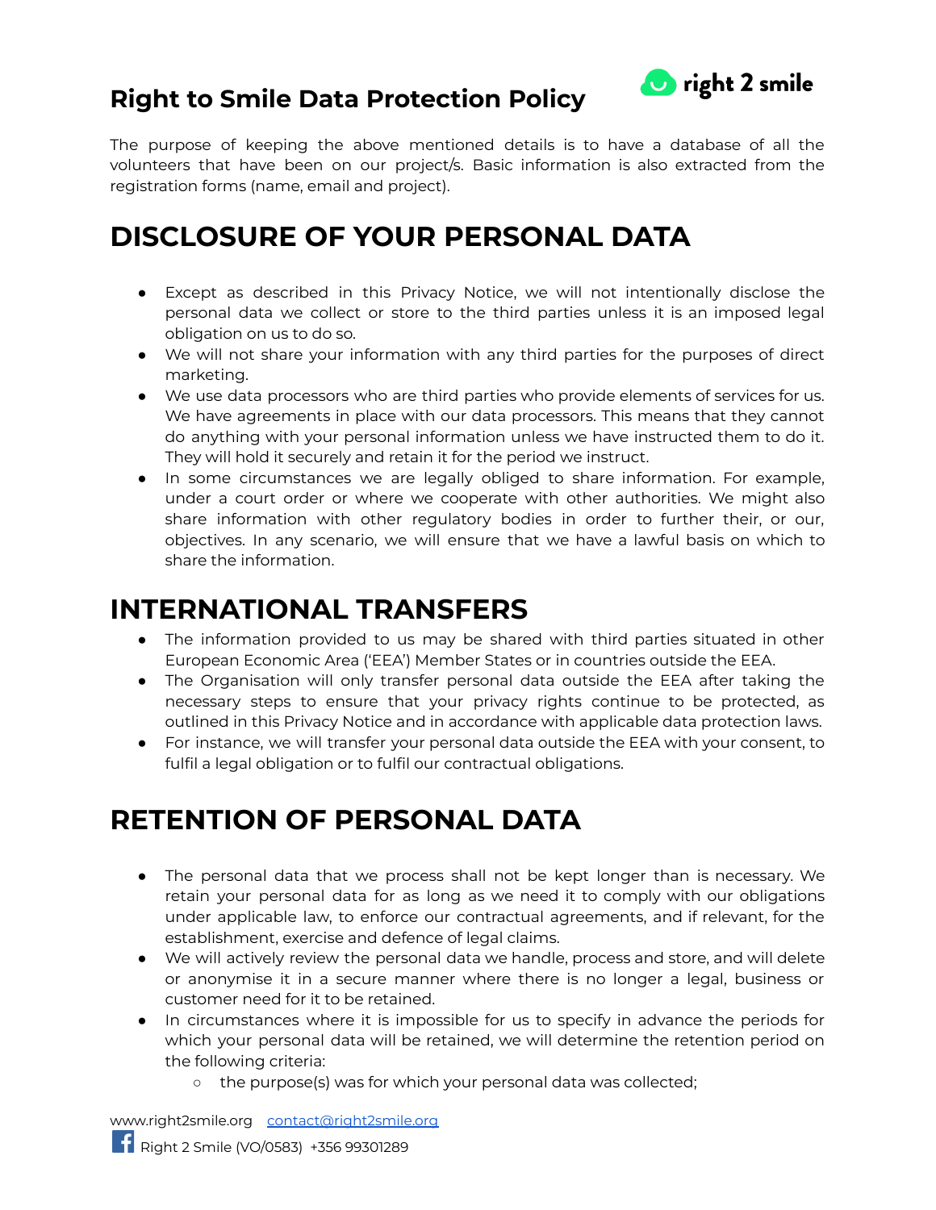# Right to Smile Data Protection Policy

The purpose of keeping the above mentioned details is to have a database of all the volunteers that have been on our project/s. Basic information is also extracted from the registration forms (name, email and project).

# DISCLOSURE OF YOUR PERSONAL DATA

- Except as described in this Privacy Notice, we will not intentionally disclose the personal data we collect or store to the third parties unless it is an imposed legal obligation on us to do so.
- We will not share your information with any third parties for the purposes of direct marketing.
- We use data processors who are third parties who provide elements of services for us. We have agreements in place with our data processors. This means that they cannot do anything with your personal information unless we have instructed them to do it. They will hold it securely and retain it for the period we instruct.
- In some circumstances we are legally obliged to share information. For example, under a court order or where we cooperate with other authorities. We might also share information with other regulatory bodies in order to further their, or our, objectives. In any scenario, we will ensure that we have a lawful basis on which to share the information.

# INTERNATIONAL TRANSFERS

- The information provided to us may be shared with third parties situated in other European Economic Area ('EEA') Member States or in countries outside the EEA.
- The Organisation will only transfer personal data outside the EEA after taking the necessary steps to ensure that your privacy rights continue to be protected, as outlined in this Privacy Notice and in accordance with applicable data protection laws.
- For instance, we will transfer your personal data outside the EEA with your consent, to fulfil a legal obligation or to fulfil our contractual obligations.

# RETENTION OF PERSONAL DATA

- The personal data that we process shall not be kept longer than is necessary. We retain your personal data for as long as we need it to comply with our obligations under applicable law, to enforce our contractual agreements, and if relevant, for the establishment, exercise and defence of legal claims.
- We will actively review the personal data we handle, process and store, and will delete or anonymise it in a secure manner where there is no longer a legal, business or customer need for it to be retained.
- In circumstances where it is impossible for us to specify in advance the periods for which your personal data will be retained, we will determine the retention period on the following criteria:
  - the purpose(s) was for which your personal data was collected;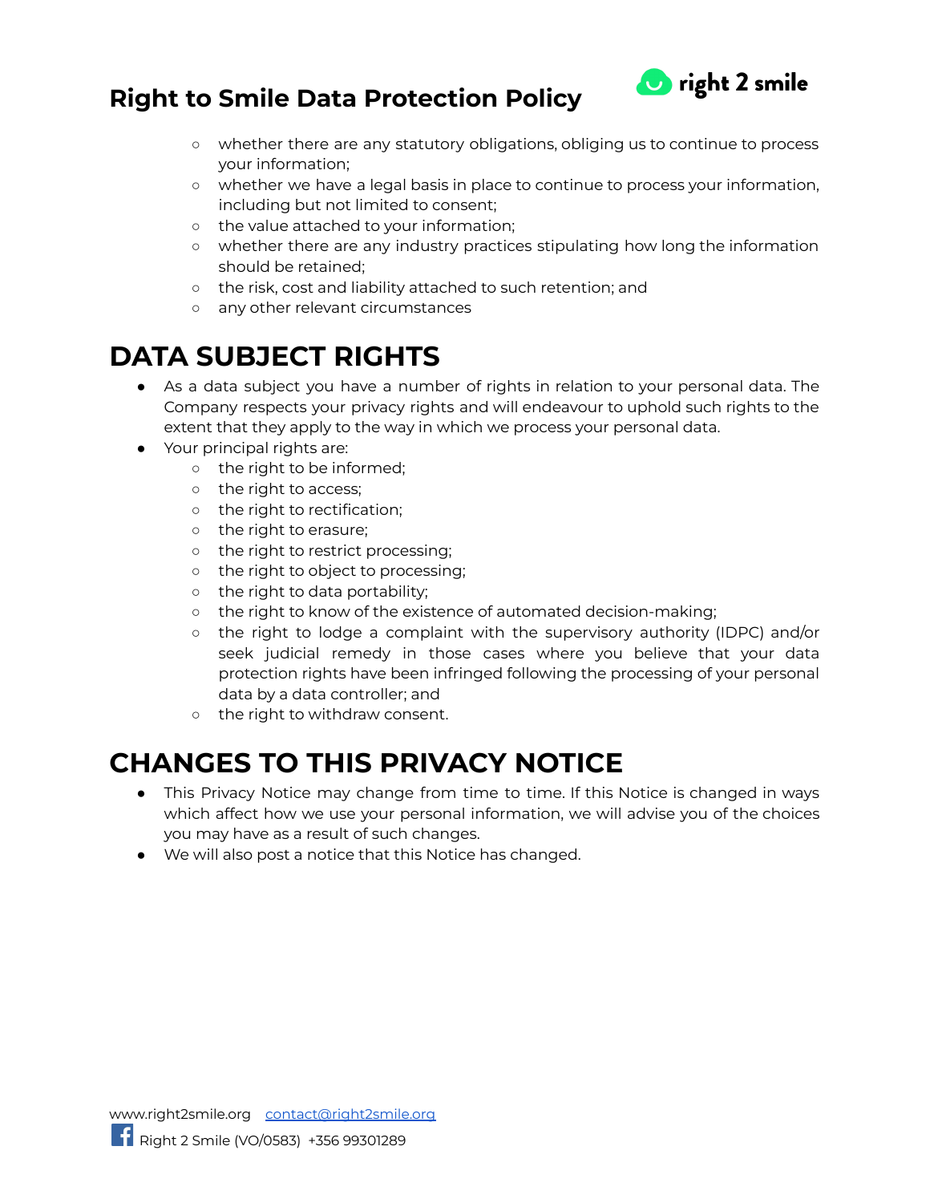- whether there are any statutory obligations, obliging us to continue to process your information;
  - whether we have a legal basis in place to continue to process your information, including but not limited to consent;
  - the value attached to your information;
  - whether there are any industry practices stipulating how long the information should be retained;
  - the risk, cost and liability attached to such retention; and
  - any other relevant circumstances

# DATA SUBJECT RIGHTS

- As a data subject you have a number of rights in relation to your personal data. The Company respects your privacy rights and will endeavour to uphold such rights to the extent that they apply to the way in which we process your personal data.
- Your principal rights are:
  - the right to be informed;
  - the right to access;
  - the right to rectification;
  - the right to erasure;
  - the right to restrict processing;
  - the right to object to processing;
  - the right to data portability;
  - the right to know of the existence of automated decision-making;
  - the right to lodge a complaint with the supervisory authority (IDPC) and/or seek judicial remedy in those cases where you believe that your data protection rights have been infringed following the processing of your personal data by a data controller; and
  - the right to withdraw consent.

# CHANGES TO THIS PRIVACY NOTICE

- This Privacy Notice may change from time to time. If this Notice is changed in ways which affect how we use your personal information, we will advise you of the choices you may have as a result of such changes.
- We will also post a notice that this Notice has changed.